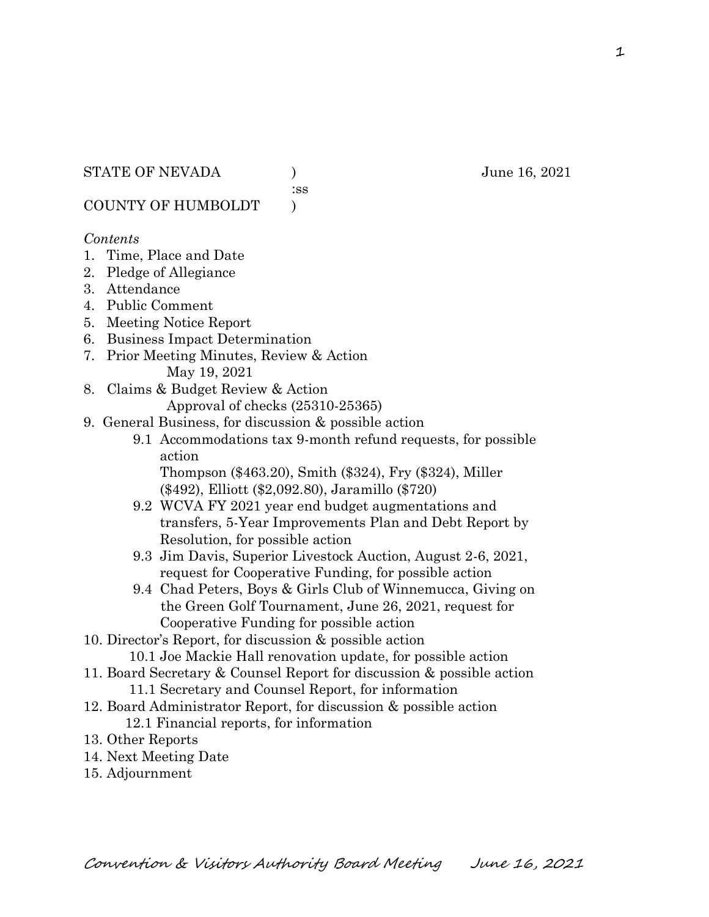STATE OF NEVADA ) June 16, 2021
:ss
COUNTY OF HUMBOLDT )

*Contents*

1. Time, Place and Date
2. Pledge of Allegiance
3. Attendance
4. Public Comment
5. Meeting Notice Report
6. Business Impact Determination
7. Prior Meeting Minutes, Review & Action
   May 19, 2021
8. Claims & Budget Review & Action
   Approval of checks (25310-25365)
9. General Business, for discussion & possible action
   - 9.1 Accommodations tax 9-month refund requests, for possible action
     Thompson ($463.20), Smith ($324), Fry ($324), Miller ($492), Elliott ($2,092.80), Jaramillo ($720)
   - 9.2 WCVA FY 2021 year end budget augmentations and transfers, 5-Year Improvements Plan and Debt Report by Resolution, for possible action
   - 9.3 Jim Davis, Superior Livestock Auction, August 2-6, 2021, request for Cooperative Funding, for possible action
   - 9.4 Chad Peters, Boys & Girls Club of Winnemucca, Giving on the Green Golf Tournament, June 26, 2021, request for Cooperative Funding for possible action
10. Director's Report, for discussion & possible action
    - 10.1 Joe Mackie Hall renovation update, for possible action
11. Board Secretary & Counsel Report for discussion & possible action
    - 11.1 Secretary and Counsel Report, for information
12. Board Administrator Report, for discussion & possible action
    - 12.1 Financial reports, for information
13. Other Reports
14. Next Meeting Date
15. Adjournment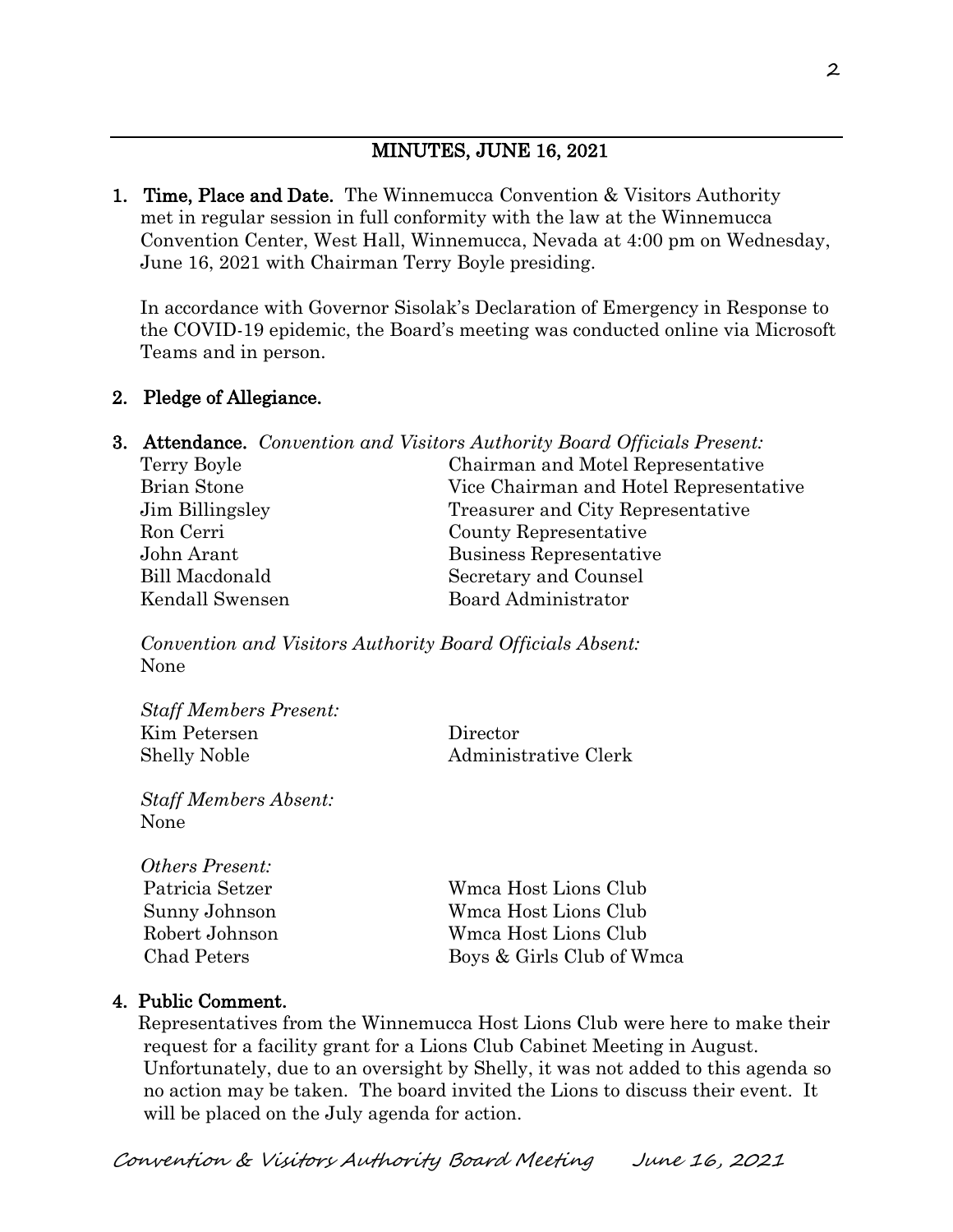## MINUTES, JUNE 16, 2021

1. **Time, Place and Date.** The Winnemucca Convention & Visitors Authority met in regular session in full conformity with the law at the Winnemucca Convention Center, West Hall, Winnemucca, Nevada at 4:00 pm on Wednesday, June 16, 2021 with Chairman Terry Boyle presiding.

   In accordance with Governor Sisolak's Declaration of Emergency in Response to the COVID-19 epidemic, the Board's meeting was conducted online via Microsoft Teams and in person.

2. **Pledge of Allegiance.**

3. **Attendance.** *Convention and Visitors Authority Board Officials Present:*

   | | |
   |---|---|
   | Terry Boyle | Chairman and Motel Representative |
   | Brian Stone | Vice Chairman and Hotel Representative |
   | Jim Billingsley | Treasurer and City Representative |
   | Ron Cerri | County Representative |
   | John Arant | Business Representative |
   | Bill Macdonald | Secretary and Counsel |
   | Kendall Swensen | Board Administrator |

   *Convention and Visitors Authority Board Officials Absent:*
   None

   *Staff Members Present:*

   | | |
   |---|---|
   | Kim Petersen | Director |
   | Shelly Noble | Administrative Clerk |

   *Staff Members Absent:*
   None

   *Others Present:*

   | | |
   |---|---|
   | Patricia Setzer | Wmca Host Lions Club |
   | Sunny Johnson | Wmca Host Lions Club |
   | Robert Johnson | Wmca Host Lions Club |
   | Chad Peters | Boys & Girls Club of Wmca |

4. **Public Comment.**
   Representatives from the Winnemucca Host Lions Club were here to make their request for a facility grant for a Lions Club Cabinet Meeting in August. Unfortunately, due to an oversight by Shelly, it was not added to this agenda so no action may be taken. The board invited the Lions to discuss their event. It will be placed on the July agenda for action.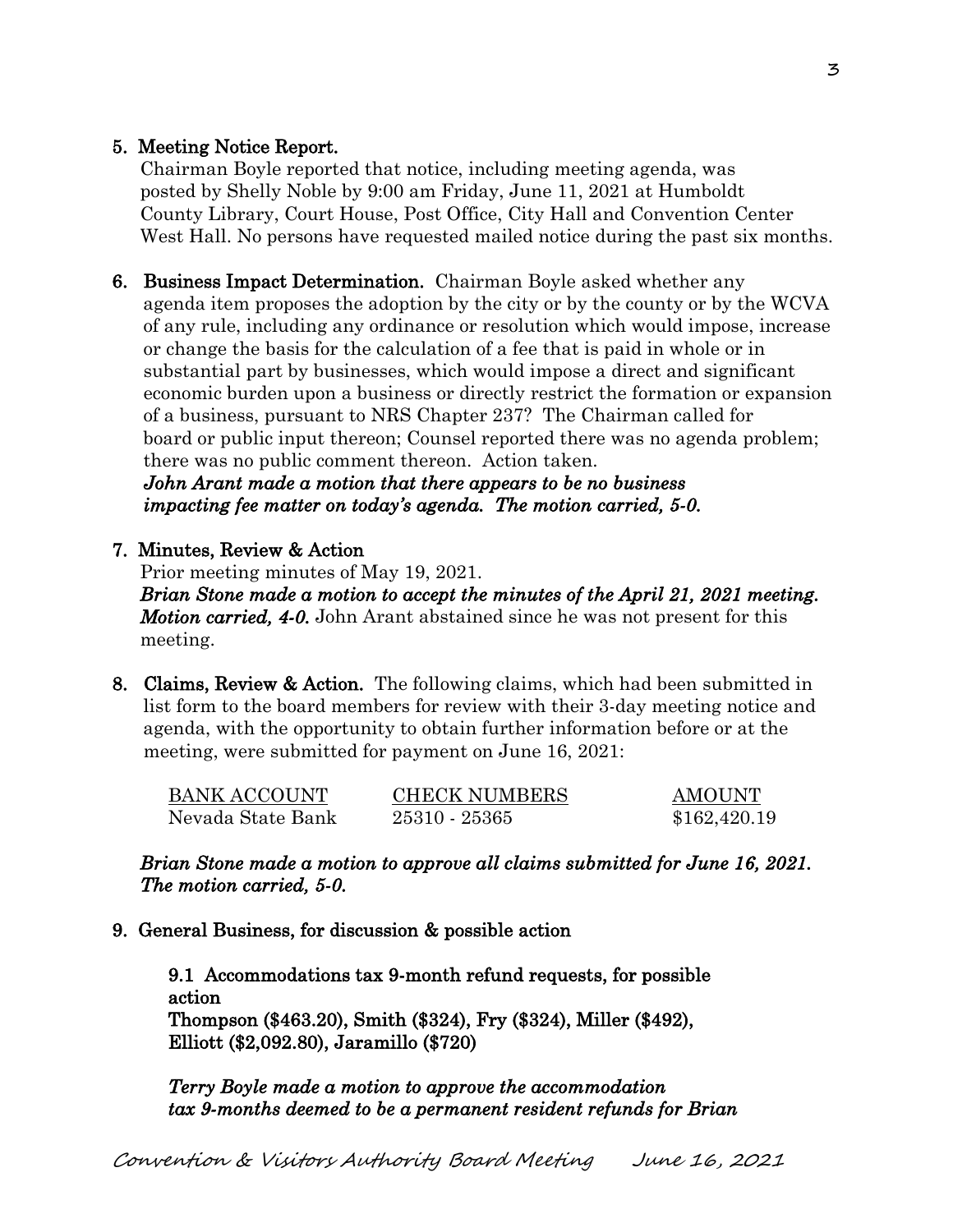5. **Meeting Notice Report.**
   Chairman Boyle reported that notice, including meeting agenda, was posted by Shelly Noble by 9:00 am Friday, June 11, 2021 at Humboldt County Library, Court House, Post Office, City Hall and Convention Center West Hall. No persons have requested mailed notice during the past six months.

6. **Business Impact Determination.** Chairman Boyle asked whether any agenda item proposes the adoption by the city or by the county or by the WCVA of any rule, including any ordinance or resolution which would impose, increase or change the basis for the calculation of a fee that is paid in whole or in substantial part by businesses, which would impose a direct and significant economic burden upon a business or directly restrict the formation or expansion of a business, pursuant to NRS Chapter 237? The Chairman called for board or public input thereon; Counsel reported there was no agenda problem; there was no public comment thereon. Action taken.
   ***John Arant made a motion that there appears to be no business impacting fee matter on today's agenda. The motion carried, 5-0.***

7. **Minutes, Review & Action**
   Prior meeting minutes of May 19, 2021.
   ***Brian Stone made a motion to accept the minutes of the April 21, 2021 meeting. Motion carried, 4-0.*** John Arant abstained since he was not present for this meeting.

8. **Claims, Review & Action.** The following claims, which had been submitted in list form to the board members for review with their 3-day meeting notice and agenda, with the opportunity to obtain further information before or at the meeting, were submitted for payment on June 16, 2021:

| BANK ACCOUNT | CHECK NUMBERS | AMOUNT |
|---|---|---|
| Nevada State Bank | 25310 - 25365 | $162,420.19 |

   ***Brian Stone made a motion to approve all claims submitted for June 16, 2021. The motion carried, 5-0.***

9. **General Business, for discussion & possible action**

   **9.1 Accommodations tax 9-month refund requests, for possible action**
   **Thompson ($463.20), Smith ($324), Fry ($324), Miller ($492), Elliott ($2,092.80), Jaramillo ($720)**

   ***Terry Boyle made a motion to approve the accommodation tax 9-months deemed to be a permanent resident refunds for Brian***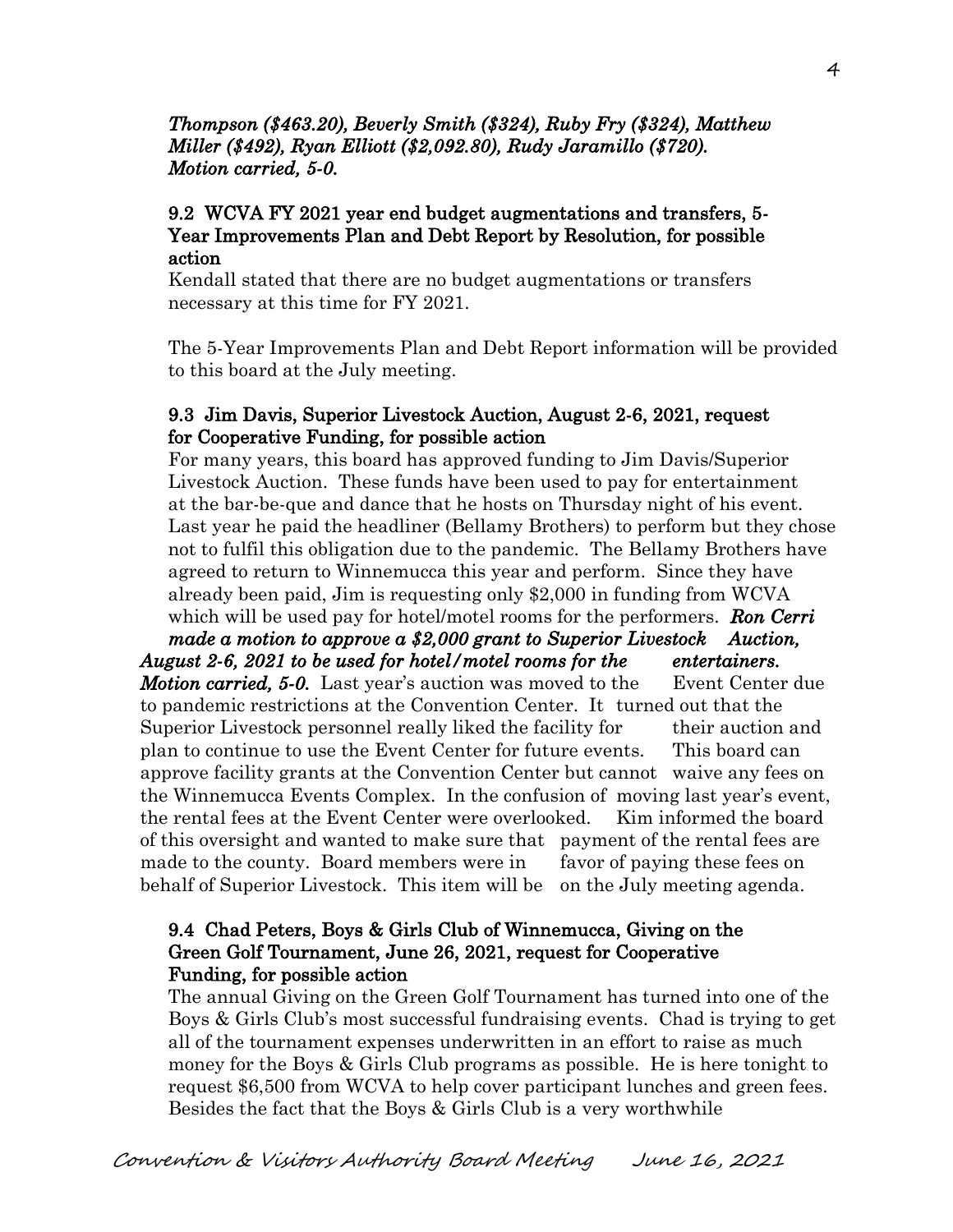*Thompson ($463.20), Beverly Smith ($324), Ruby Fry ($324), Matthew Miller ($492), Ryan Elliott ($2,092.80), Rudy Jaramillo ($720). Motion carried, 5-0.*

### 9.2 WCVA FY 2021 year end budget augmentations and transfers, 5-Year Improvements Plan and Debt Report by Resolution, for possible action

Kendall stated that there are no budget augmentations or transfers necessary at this time for FY 2021.

The 5-Year Improvements Plan and Debt Report information will be provided to this board at the July meeting.

### 9.3 Jim Davis, Superior Livestock Auction, August 2-6, 2021, request for Cooperative Funding, for possible action

For many years, this board has approved funding to Jim Davis/Superior Livestock Auction. These funds have been used to pay for entertainment at the bar-be-que and dance that he hosts on Thursday night of his event. Last year he paid the headliner (Bellamy Brothers) to perform but they chose not to fulfil this obligation due to the pandemic. The Bellamy Brothers have agreed to return to Winnemucca this year and perform. Since they have already been paid, Jim is requesting only $2,000 in funding from WCVA which will be used pay for hotel/motel rooms for the performers. ***Ron Cerri made a motion to approve a $2,000 grant to Superior Livestock Auction, August 2-6, 2021 to be used for hotel/motel rooms for the entertainers. Motion carried, 5-0.*** Last year's auction was moved to the Event Center due to pandemic restrictions at the Convention Center. It turned out that the Superior Livestock personnel really liked the facility for their auction and plan to continue to use the Event Center for future events. This board can approve facility grants at the Convention Center but cannot waive any fees on the Winnemucca Events Complex. In the confusion of moving last year's event, the rental fees at the Event Center were overlooked. Kim informed the board of this oversight and wanted to make sure that payment of the rental fees are made to the county. Board members were in favor of paying these fees on behalf of Superior Livestock. This item will be on the July meeting agenda.

### 9.4 Chad Peters, Boys & Girls Club of Winnemucca, Giving on the Green Golf Tournament, June 26, 2021, request for Cooperative Funding, for possible action

The annual Giving on the Green Golf Tournament has turned into one of the Boys & Girls Club's most successful fundraising events. Chad is trying to get all of the tournament expenses underwritten in an effort to raise as much money for the Boys & Girls Club programs as possible. He is here tonight to request $6,500 from WCVA to help cover participant lunches and green fees. Besides the fact that the Boys & Girls Club is a very worthwhile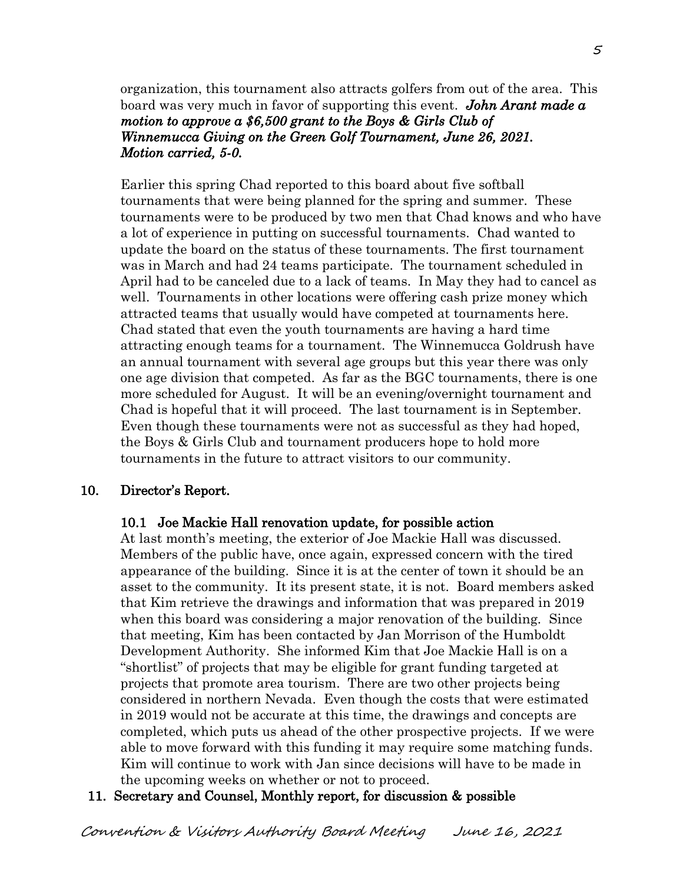organization, this tournament also attracts golfers from out of the area. This board was very much in favor of supporting this event. ***John Arant made a motion to approve a $6,500 grant to the Boys & Girls Club of Winnemucca Giving on the Green Golf Tournament, June 26, 2021. Motion carried, 5-0.***

Earlier this spring Chad reported to this board about five softball tournaments that were being planned for the spring and summer. These tournaments were to be produced by two men that Chad knows and who have a lot of experience in putting on successful tournaments. Chad wanted to update the board on the status of these tournaments. The first tournament was in March and had 24 teams participate. The tournament scheduled in April had to be canceled due to a lack of teams. In May they had to cancel as well. Tournaments in other locations were offering cash prize money which attracted teams that usually would have competed at tournaments here. Chad stated that even the youth tournaments are having a hard time attracting enough teams for a tournament. The Winnemucca Goldrush have an annual tournament with several age groups but this year there was only one age division that competed. As far as the BGC tournaments, there is one more scheduled for August. It will be an evening/overnight tournament and Chad is hopeful that it will proceed. The last tournament is in September. Even though these tournaments were not as successful as they had hoped, the Boys & Girls Club and tournament producers hope to hold more tournaments in the future to attract visitors to our community.

**10. Director's Report.**

**10.1 Joe Mackie Hall renovation update, for possible action**

At last month's meeting, the exterior of Joe Mackie Hall was discussed. Members of the public have, once again, expressed concern with the tired appearance of the building. Since it is at the center of town it should be an asset to the community. It its present state, it is not. Board members asked that Kim retrieve the drawings and information that was prepared in 2019 when this board was considering a major renovation of the building. Since that meeting, Kim has been contacted by Jan Morrison of the Humboldt Development Authority. She informed Kim that Joe Mackie Hall is on a "shortlist" of projects that may be eligible for grant funding targeted at projects that promote area tourism. There are two other projects being considered in northern Nevada. Even though the costs that were estimated in 2019 would not be accurate at this time, the drawings and concepts are completed, which puts us ahead of the other prospective projects. If we were able to move forward with this funding it may require some matching funds. Kim will continue to work with Jan since decisions will have to be made in the upcoming weeks on whether or not to proceed.

**11. Secretary and Counsel, Monthly report, for discussion & possible**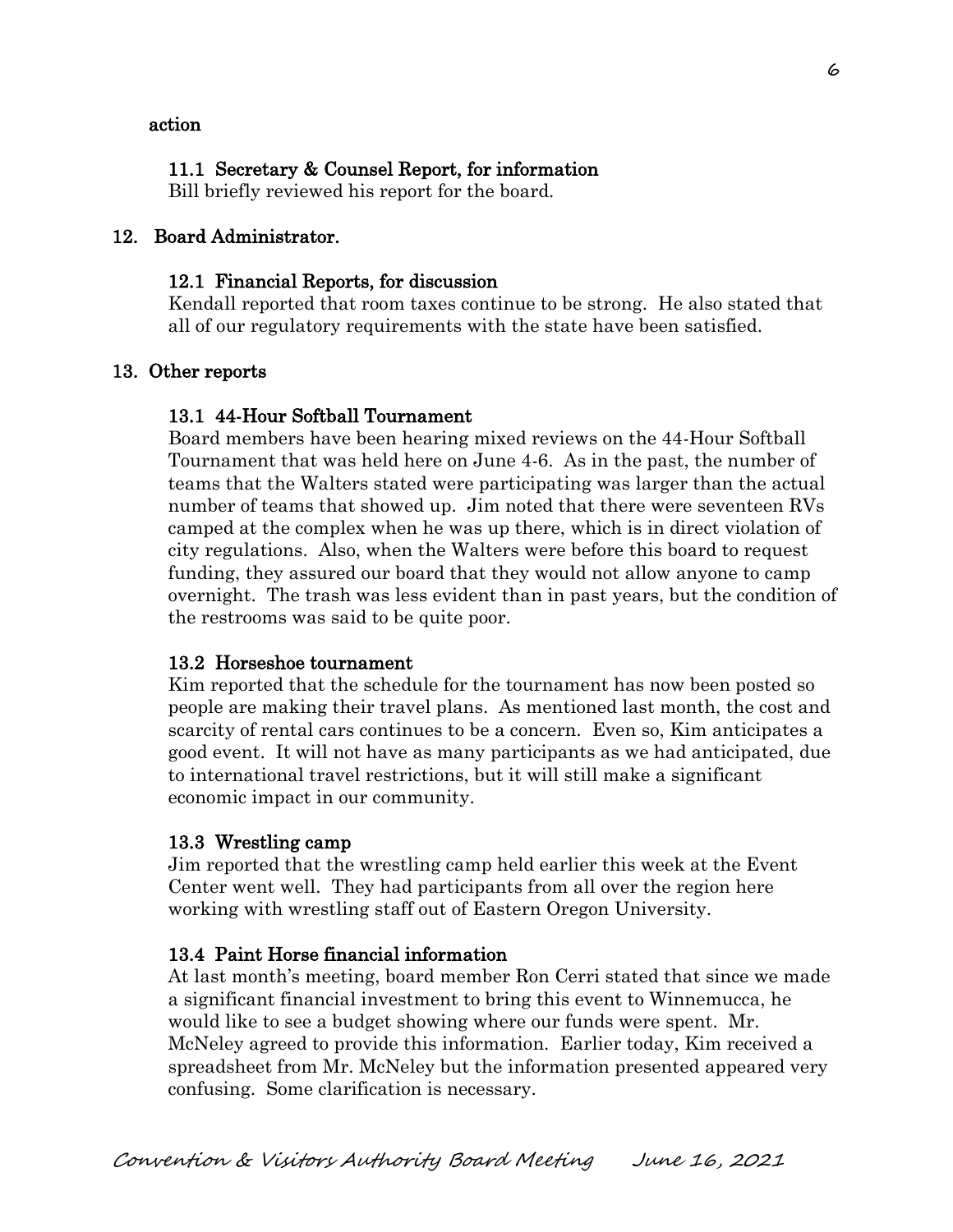action

### 11.1 Secretary & Counsel Report, for information

Bill briefly reviewed his report for the board.

## 12. Board Administrator.

### 12.1 Financial Reports, for discussion

Kendall reported that room taxes continue to be strong. He also stated that all of our regulatory requirements with the state have been satisfied.

## 13. Other reports

### 13.1 44-Hour Softball Tournament

Board members have been hearing mixed reviews on the 44-Hour Softball Tournament that was held here on June 4-6. As in the past, the number of teams that the Walters stated were participating was larger than the actual number of teams that showed up. Jim noted that there were seventeen RVs camped at the complex when he was up there, which is in direct violation of city regulations. Also, when the Walters were before this board to request funding, they assured our board that they would not allow anyone to camp overnight. The trash was less evident than in past years, but the condition of the restrooms was said to be quite poor.

### 13.2 Horseshoe tournament

Kim reported that the schedule for the tournament has now been posted so people are making their travel plans. As mentioned last month, the cost and scarcity of rental cars continues to be a concern. Even so, Kim anticipates a good event. It will not have as many participants as we had anticipated, due to international travel restrictions, but it will still make a significant economic impact in our community.

### 13.3 Wrestling camp

Jim reported that the wrestling camp held earlier this week at the Event Center went well. They had participants from all over the region here working with wrestling staff out of Eastern Oregon University.

### 13.4 Paint Horse financial information

At last month's meeting, board member Ron Cerri stated that since we made a significant financial investment to bring this event to Winnemucca, he would like to see a budget showing where our funds were spent. Mr. McNeley agreed to provide this information. Earlier today, Kim received a spreadsheet from Mr. McNeley but the information presented appeared very confusing. Some clarification is necessary.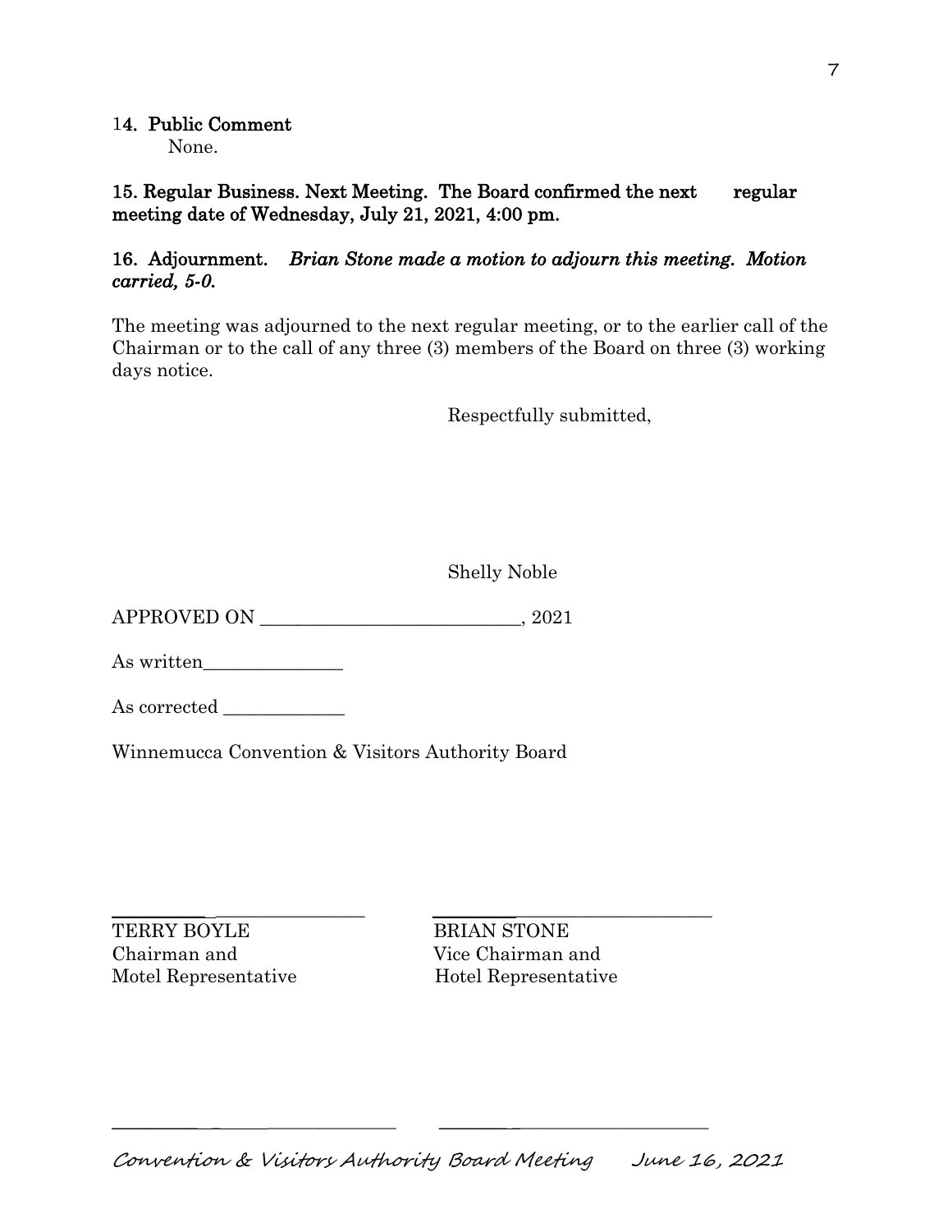**14. Public Comment**

None.

**15. Regular Business. Next Meeting. The Board confirmed the next regular meeting date of Wednesday, July 21, 2021, 4:00 pm.**

**16. Adjournment.** ***Brian Stone made a motion to adjourn this meeting. Motion carried, 5-0.***

The meeting was adjourned to the next regular meeting, or to the earlier call of the Chairman or to the call of any three (3) members of the Board on three (3) working days notice.

Respectfully submitted,

Shelly Noble

APPROVED ON ___________________________, 2021

As written_______________

As corrected _____________

Winnemucca Convention & Visitors Authority Board

_________________________ &nbsp;&nbsp;&nbsp;&nbsp; _____________________________

TERRY BOYLE
Chairman and
Motel Representative

BRIAN STONE
Vice Chairman and
Hotel Representative

_________________________ &nbsp;&nbsp;&nbsp;&nbsp; _____________________________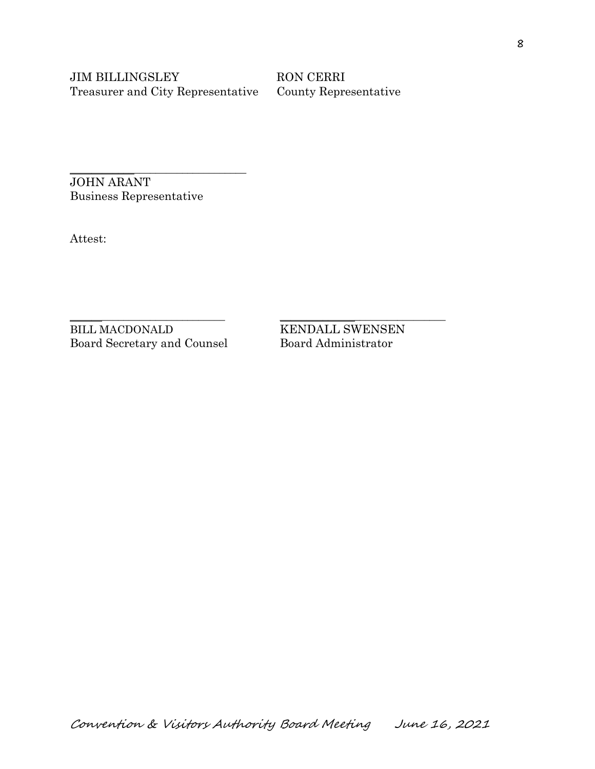JIM BILLINGSLEY
Treasurer and City Representative

RON CERRI
County Representative

\_\_\_\_\_\_\_\_\_\_\_\_\_\_\_\_\_\_\_\_\_\_\_\_\_\_\_\_\_\_\_\_

JOHN ARANT
Business Representative

Attest:

\_\_\_\_\_\_\_\_\_\_\_\_\_\_\_\_\_\_\_\_\_\_\_\_\_\_\_\_\_\_

BILL MACDONALD
Board Secretary and Counsel

\_\_\_\_\_\_\_\_\_\_\_\_\_\_\_\_\_\_\_\_\_\_\_\_\_\_\_\_\_\_

KENDALL SWENSEN
Board Administrator